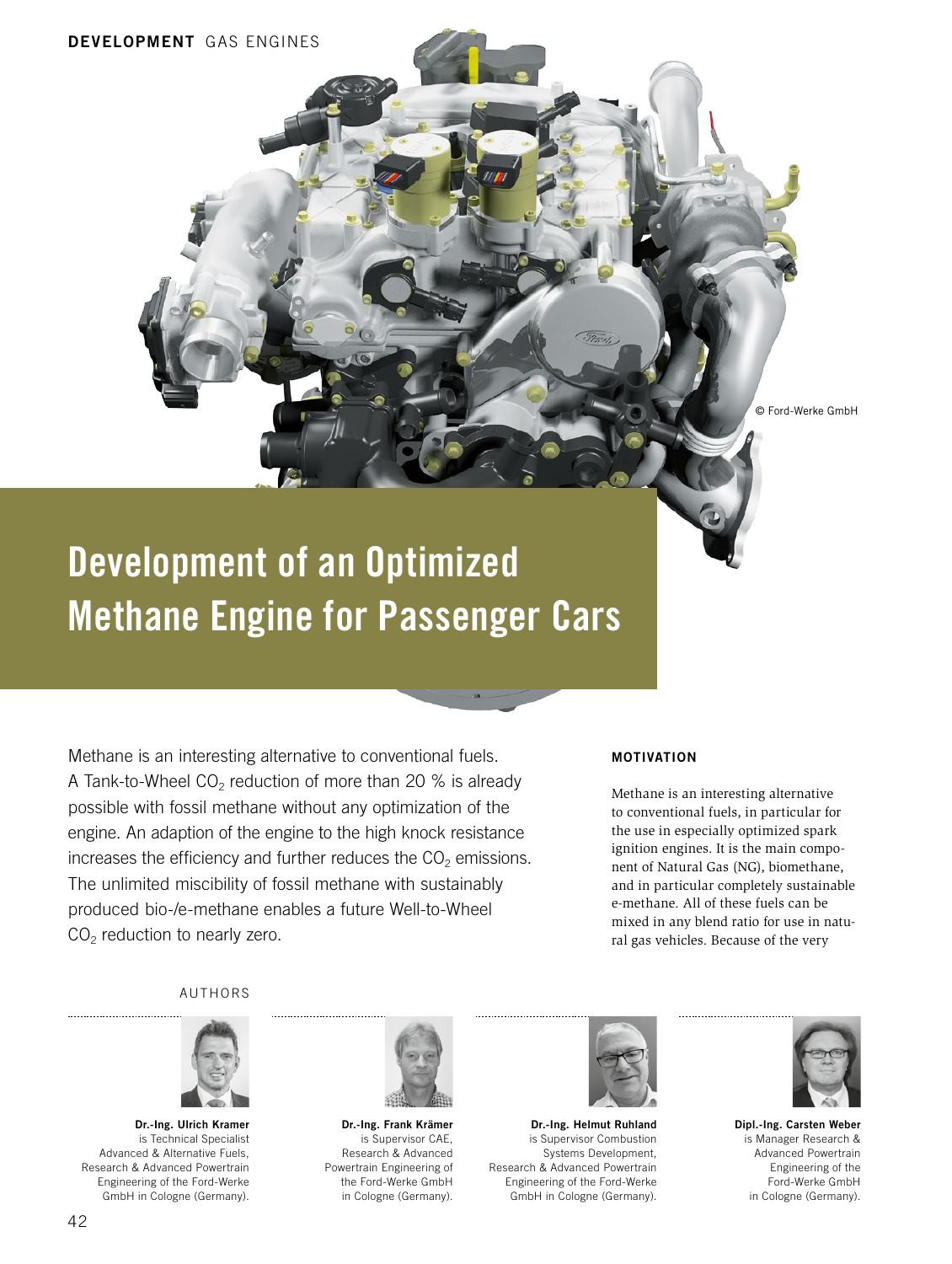DEVELOPMENT GAS ENGINES

© Ford-Werke GmbH

# Development of an Optimized Methane Engine for Passenger Cars

Methane is an interesting alternative to conventional fuels. A Tank-to-Wheel $CO_2$ reduction of more than 20 % is already possible with fossil methane without any optimization of the engine. An adaption of the engine to the high knock resistance increases the efficiency and further reduces the $CO_2$ emissions. The unlimited miscibility of fossil methane with sustainably produced bio-/e-methane enables a future Well-to-Wheel $CO_2$ reduction to nearly zero.

AUTHORS

**Dr.-Ing. Ulrich Kramer** is Technical Specialist Advanced & Alternative Fuels, Research & Advanced Powertrain Engineering of the Ford-Werke GmbH in Cologne (Germany).

**Dr.-Ing. Frank Krämer** is Supervisor CAE, Research & Advanced Powertrain Engineering of the Ford-Werke GmbH in Cologne (Germany).

**Dr.-Ing. Helmut Ruhland** is Supervisor Combustion Systems Development, Research & Advanced Powertrain Engineering of the Ford-Werke GmbH in Cologne (Germany).

**Dipl.-Ing. Carsten Weber** is Manager Research & Advanced Powertrain Engineering of the Ford-Werke GmbH in Cologne (Germany).

## MOTIVATION

Methane is an interesting alternative to conventional fuels, in particular for the use in especially optimized spark ignition engines. It is the main component of Natural Gas (NG), biomethane, and in particular completely sustainable e-methane. All of these fuels can be mixed in any blend ratio for use in natural gas vehicles. Because of the very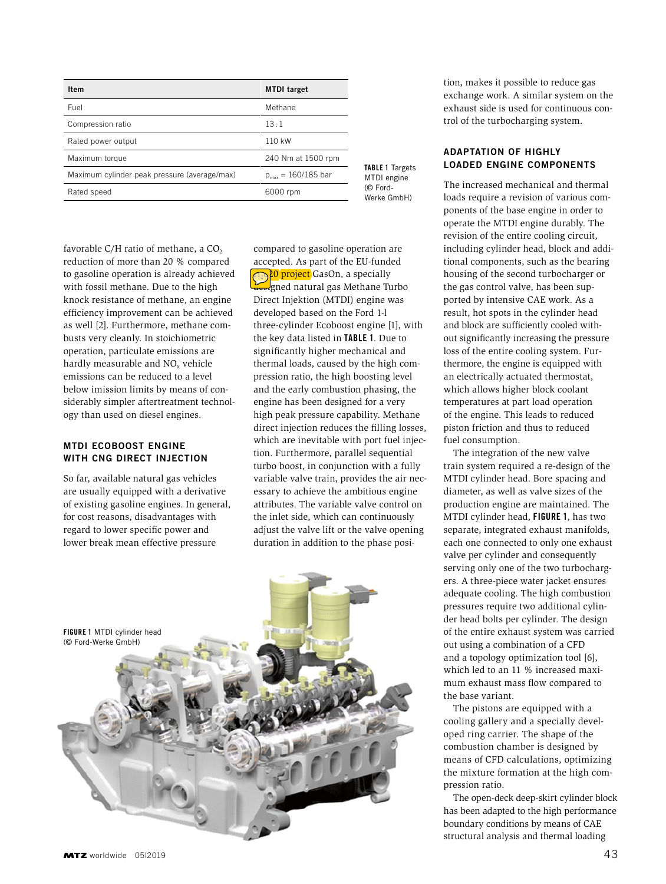| Item | MTDI target |
|---|---|
| Fuel | Methane |
| Compression ratio | 13 : 1 |
| Rated power output | 110 kW |
| Maximum torque | 240 Nm at 1500 rpm |
| Maximum cylinder peak pressure (average/max) | $p_{max}$ = 160/185 bar |
| Rated speed | 6000 rpm |

**TABLE 1** Targets MTDI engine (© Ford-Werke GmbH)

favorable C/H ratio of methane, a $CO_2$ reduction of more than 20 % compared to gasoline operation is already achieved with fossil methane. Due to the high knock resistance of methane, an engine efficiency improvement can be achieved as well [2]. Furthermore, methane combusts very cleanly. In stoichiometric operation, particulate emissions are hardly measurable and $NO_x$ vehicle emissions can be reduced to a level below imission limits by means of considerably simpler aftertreatment technology than used on diesel engines.

## MTDI ECOBOOST ENGINE WITH CNG DIRECT INJECTION

So far, available natural gas vehicles are usually equipped with a derivative of existing gasoline engines. In general, for cost reasons, disadvantages with regard to lower specific power and lower break mean effective pressure compared to gasoline operation are accepted. As part of the EU-funded H2020 project GasOn, a specially designed natural gas Methane Turbo Direct Injektion (MTDI) engine was developed based on the Ford 1-l three-cylinder Ecoboost engine [1], with the key data listed in **TABLE 1**. Due to significantly higher mechanical and thermal loads, caused by the high compression ratio, the high boosting level and the early combustion phasing, the engine has been designed for a very high peak pressure capability. Methane direct injection reduces the filling losses, which are inevitable with port fuel injection. Furthermore, parallel sequential turbo boost, in conjunction with a fully variable valve train, provides the air necessary to achieve the ambitious engine attributes. The variable valve control on the inlet side, which can continuously adjust the valve lift or the valve opening duration in addition to the phase position, makes it possible to reduce gas exchange work. A similar system on the exhaust side is used for continuous control of the turbocharging system.

**FIGURE 1** MTDI cylinder head (© Ford-Werke GmbH)

## ADAPTATION OF HIGHLY LOADED ENGINE COMPONENTS

The increased mechanical and thermal loads require a revision of various components of the base engine in order to operate the MTDI engine durably. The revision of the entire cooling circuit, including cylinder head, block and additional components, such as the bearing housing of the second turbocharger or the gas control valve, has been supported by intensive CAE work. As a result, hot spots in the cylinder head and block are sufficiently cooled without significantly increasing the pressure loss of the entire cooling system. Furthermore, the engine is equipped with an electrically actuated thermostat, which allows higher block coolant temperatures at part load operation of the engine. This leads to reduced piston friction and thus to reduced fuel consumption.

The integration of the new valve train system required a re-design of the MTDI cylinder head. Bore spacing and diameter, as well as valve sizes of the production engine are maintained. The MTDI cylinder head, **FIGURE 1**, has two separate, integrated exhaust manifolds, each one connected to only one exhaust valve per cylinder and consequently serving only one of the two turbochargers. A three-piece water jacket ensures adequate cooling. The high combustion pressures require two additional cylinder head bolts per cylinder. The design of the entire exhaust system was carried out using a combination of a CFD and a topology optimization tool [6], which led to an 11 % increased maximum exhaust mass flow compared to the base variant.

The pistons are equipped with a cooling gallery and a specially developed ring carrier. The shape of the combustion chamber is designed by means of CFD calculations, optimizing the mixture formation at the high compression ratio.

The open-deck deep-skirt cylinder block has been adapted to the high performance boundary conditions by means of CAE structural analysis and thermal loading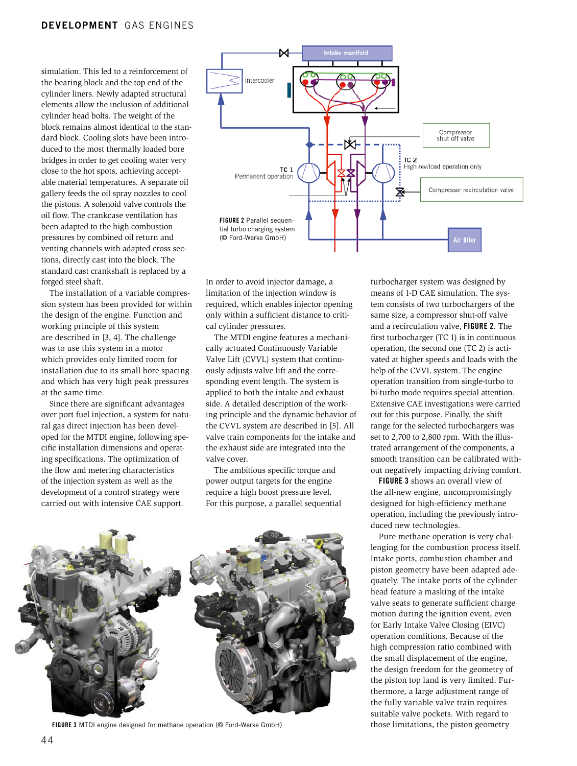simulation. This led to a reinforcement of the bearing block and the top end of the cylinder liners. Newly adapted structural elements allow the inclusion of additional cylinder head bolts. The weight of the block remains almost identical to the standard block. Cooling slots have been introduced to the most thermally loaded bore bridges in order to get cooling water very close to the hot spots, achieving acceptable material temperatures. A separate oil gallery feeds the oil spray nozzles to cool the pistons. A solenoid valve controls the oil flow. The crankcase ventilation has been adapted to the high combustion pressures by combined oil return and venting channels with adapted cross sections, directly cast into the block. The standard cast crankshaft is replaced by a forged steel shaft.

The installation of a variable compression system has been provided for within the design of the engine. Function and working principle of this system are described in [3, 4]. The challenge was to use this system in a motor which provides only limited room for installation due to its small bore spacing and which has very high peak pressures at the same time.

Since there are significant advantages over port fuel injection, a system for natural gas direct injection has been developed for the MTDI engine, following specific installation dimensions and operating specifications. The optimization of the flow and metering characteristics of the injection system as well as the development of a control strategy were carried out with intensive CAE support.

**FIGURE 2** Parallel sequential turbo charging system (© Ford-Werke GmbH)

In order to avoid injector damage, a limitation of the injection window is required, which enables injector opening only within a sufficient distance to critical cylinder pressures.

The MTDI engine features a mechanically actuated Continuously Variable Valve Lift (CVVL) system that continuously adjusts valve lift and the corresponding event length. The system is applied to both the intake and exhaust side. A detailed description of the working principle and the dynamic behavior of the CVVL system are described in [5]. All valve train components for the intake and the exhaust side are integrated into the valve cover.

The ambitious specific torque and power output targets for the engine require a high boost pressure level. For this purpose, a parallel sequential turbocharger system was designed by means of 1-D CAE simulation. The system consists of two turbochargers of the same size, a compressor shut-off valve and a recirculation valve, **FIGURE 2**. The first turbocharger (TC 1) is in continuous operation, the second one (TC 2) is activated at higher speeds and loads with the help of the CVVL system. The engine operation transition from single-turbo to bi-turbo mode requires special attention. Extensive CAE investigations were carried out for this purpose. Finally, the shift range for the selected turbochargers was set to 2,700 to 2,800 rpm. With the illustrated arrangement of the components, a smooth transition can be calibrated without negatively impacting driving comfort.

**FIGURE 3** shows an overall view of the all-new engine, uncompromisingly designed for high-efficiency methane operation, including the previously introduced new technologies.

Pure methane operation is very challenging for the combustion process itself. Intake ports, combustion chamber and piston geometry have been adapted adequately. The intake ports of the cylinder head feature a masking of the intake valve seats to generate sufficient charge motion during the ignition event, even for Early Intake Valve Closing (EIVC) operation conditions. Because of the high compression ratio combined with the small displacement of the engine, the design freedom for the geometry of the piston top land is very limited. Furthermore, a large adjustment range of the fully variable valve train requires suitable valve pockets. With regard to those limitations, the piston geometry

**FIGURE 3** MTDI engine designed for methane operation (© Ford-Werke GmbH)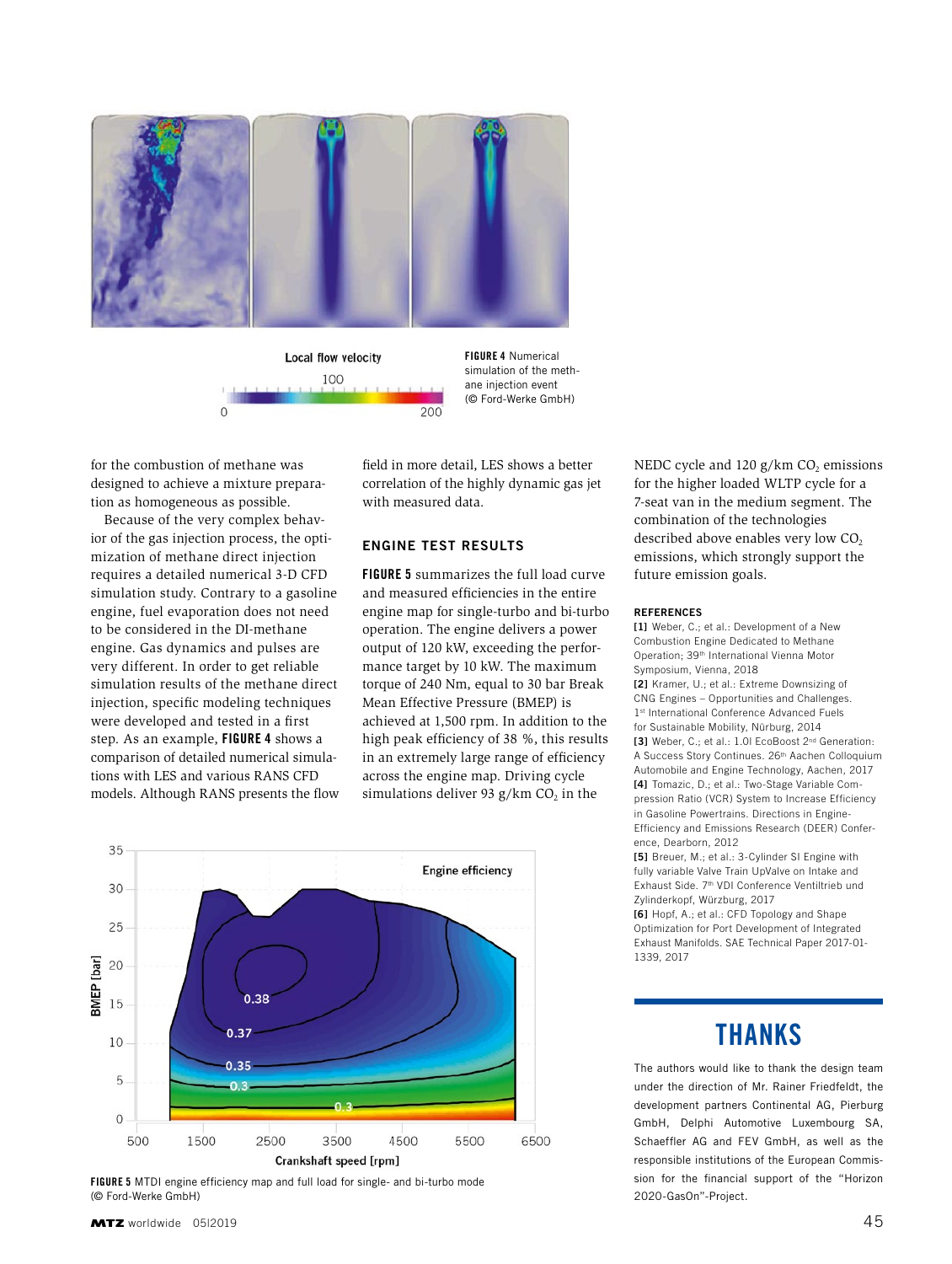Local flow velocity

100

0

200

FIGURE 4 Numerical simulation of the methane injection event (© Ford-Werke GmbH)

for the combustion of methane was designed to achieve a mixture preparation as homogeneous as possible.

Because of the very complex behavior of the gas injection process, the optimization of methane direct injection requires a detailed numerical 3-D CFD simulation study. Contrary to a gasoline engine, fuel evaporation does not need to be considered in the DI-methane engine. Gas dynamics and pulses are very different. In order to get reliable simulation results of the methane direct injection, specific modeling techniques were developed and tested in a first step. As an example, **FIGURE 4** shows a comparison of detailed numerical simulations with LES and various RANS CFD models. Although RANS presents the flow field in more detail, LES shows a better correlation of the highly dynamic gas jet with measured data.

## ENGINE TEST RESULTS

**FIGURE 5** summarizes the full load curve and measured efficiencies in the entire engine map for single-turbo and bi-turbo operation. The engine delivers a power output of 120 kW, exceeding the performance target by 10 kW. The maximum torque of 240 Nm, equal to 30 bar Break Mean Effective Pressure (BMEP) is achieved at 1,500 rpm. In addition to the high peak efficiency of 38 %, this results in an extremely large range of efficiency across the engine map. Driving cycle simulations deliver 93 g/km $CO_2$ in the NEDC cycle and 120 g/km $CO_2$ emissions for the higher loaded WLTP cycle for a 7-seat van in the medium segment. The combination of the technologies described above enables very low $CO_2$ emissions, which strongly support the future emission goals.

Engine efficiency

BMEP [bar]

35
30
25
20
15
10
5
0

0.38
0.37
0.35
0.3
0.3

500 1500 2500 3500 4500 5500 6500

Crankshaft speed [rpm]

**FIGURE 5** MTDI engine efficiency map and full load for single- and bi-turbo mode (© Ford-Werke GmbH)

### REFERENCES

[1] Weber, C.; et al.: Development of a New Combustion Engine Dedicated to Methane Operation; 39th International Vienna Motor Symposium, Vienna, 2018

[2] Kramer, U.; et al.: Extreme Downsizing of CNG Engines – Opportunities and Challenges. 1st International Conference Advanced Fuels for Sustainable Mobility, Nürburg, 2014

[3] Weber, C.; et al.: 1.0l EcoBoost 2nd Generation: A Success Story Continues. 26th Aachen Colloquium Automobile and Engine Technology, Aachen, 2017

[4] Tomazic, D.; et al.: Two-Stage Variable Compression Ratio (VCR) System to Increase Efficiency in Gasoline Powertrains. Directions in Engine-Efficiency and Emissions Research (DEER) Conference, Dearborn, 2012

[5] Breuer, M.; et al.: 3-Cylinder SI Engine with fully variable Valve Train UpValve on Intake and Exhaust Side. 7th VDI Conference Ventiltrieb und Zylinderkopf, Würzburg, 2017

[6] Hopf, A.; et al.: CFD Topology and Shape Optimization for Port Development of Integrated Exhaust Manifolds. SAE Technical Paper 2017-01-1339, 2017

## THANKS

The authors would like to thank the design team under the direction of Mr. Rainer Friedfeldt, the development partners Continental AG, Pierburg GmbH, Delphi Automotive Luxembourg SA, Schaeffler AG and FEV GmbH, as well as the responsible institutions of the European Commission for the financial support of the "Horizon 2020-GasOn"-Project.